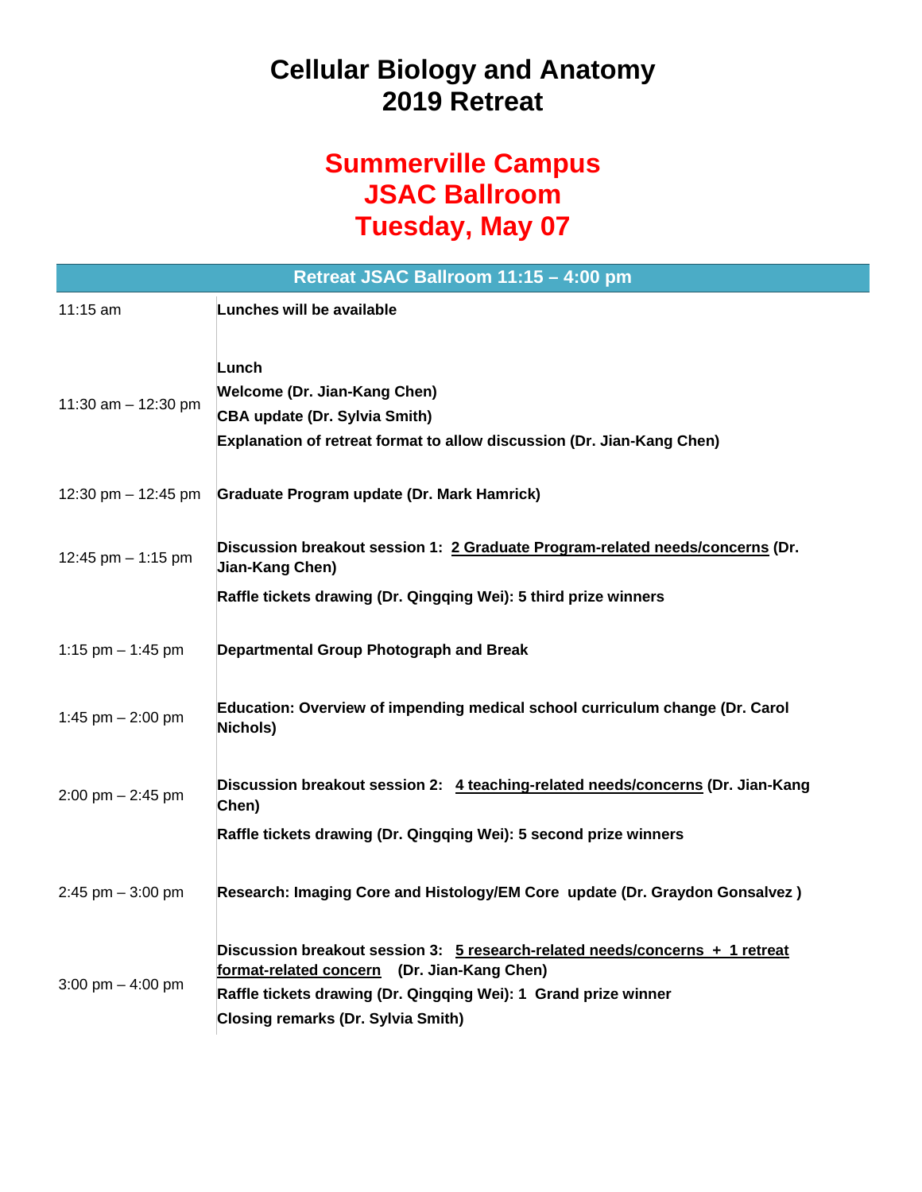# Cellular Biology and Anatomy 2019 Retreat

## Summerville Campus
## JSAC Ballroom
## Tuesday, May 07

| Retreat JSAC Ballroom 11:15 – 4:00 pm | |
|---|---|
| 11:15 am | **Lunches will be available** |
| 11:30 am – 12:30 pm | **Lunch**<br>**Welcome (Dr. Jian-Kang Chen)**<br>**CBA update (Dr. Sylvia Smith)**<br>**Explanation of retreat format to allow discussion (Dr. Jian-Kang Chen)** |
| 12:30 pm – 12:45 pm | **Graduate Program update (Dr. Mark Hamrick)** |
| 12:45 pm – 1:15 pm | **Discussion breakout session 1: <u>2 Graduate Program-related needs/concerns</u> (Dr. Jian-Kang Chen)**<br>**Raffle tickets drawing (Dr. Qingqing Wei): 5 third prize winners** |
| 1:15 pm – 1:45 pm | **Departmental Group Photograph and Break** |
| 1:45 pm – 2:00 pm | **Education: Overview of impending medical school curriculum change (Dr. Carol Nichols)** |
| 2:00 pm – 2:45 pm | **Discussion breakout session 2: <u>4 teaching-related needs/concerns</u> (Dr. Jian-Kang Chen)**<br>**Raffle tickets drawing (Dr. Qingqing Wei): 5 second prize winners** |
| 2:45 pm – 3:00 pm | **Research: Imaging Core and Histology/EM Core update (Dr. Graydon Gonsalvez )** |
| 3:00 pm – 4:00 pm | **Discussion breakout session 3: <u>5 research-related needs/concerns + 1 retreat format-related concern</u> (Dr. Jian-Kang Chen)**<br>**Raffle tickets drawing (Dr. Qingqing Wei): 1 Grand prize winner**<br>**Closing remarks (Dr. Sylvia Smith)** |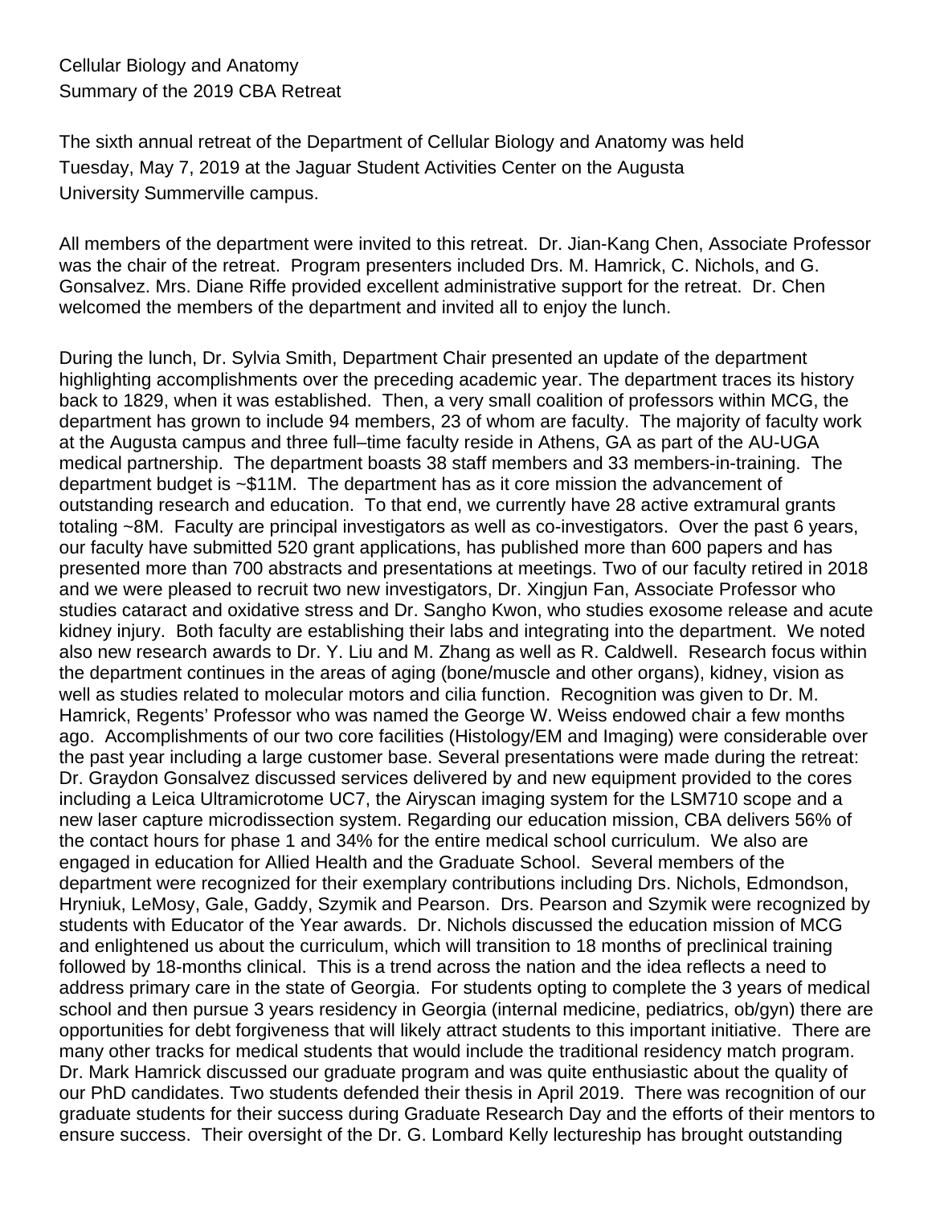Cellular Biology and Anatomy
Summary of the 2019 CBA Retreat

The sixth annual retreat of the Department of Cellular Biology and Anatomy was held Tuesday, May 7, 2019 at the Jaguar Student Activities Center on the Augusta University Summerville campus.

All members of the department were invited to this retreat. Dr. Jian-Kang Chen, Associate Professor was the chair of the retreat. Program presenters included Drs. M. Hamrick, C. Nichols, and G. Gonsalvez. Mrs. Diane Riffe provided excellent administrative support for the retreat. Dr. Chen welcomed the members of the department and invited all to enjoy the lunch.

During the lunch, Dr. Sylvia Smith, Department Chair presented an update of the department highlighting accomplishments over the preceding academic year. The department traces its history back to 1829, when it was established. Then, a very small coalition of professors within MCG, the department has grown to include 94 members, 23 of whom are faculty. The majority of faculty work at the Augusta campus and three full–time faculty reside in Athens, GA as part of the AU-UGA medical partnership. The department boasts 38 staff members and 33 members-in-training. The department budget is ~$11M. The department has as it core mission the advancement of outstanding research and education. To that end, we currently have 28 active extramural grants totaling ~8M. Faculty are principal investigators as well as co-investigators. Over the past 6 years, our faculty have submitted 520 grant applications, has published more than 600 papers and has presented more than 700 abstracts and presentations at meetings. Two of our faculty retired in 2018 and we were pleased to recruit two new investigators, Dr. Xingjun Fan, Associate Professor who studies cataract and oxidative stress and Dr. Sangho Kwon, who studies exosome release and acute kidney injury. Both faculty are establishing their labs and integrating into the department. We noted also new research awards to Dr. Y. Liu and M. Zhang as well as R. Caldwell. Research focus within the department continues in the areas of aging (bone/muscle and other organs), kidney, vision as well as studies related to molecular motors and cilia function. Recognition was given to Dr. M. Hamrick, Regents' Professor who was named the George W. Weiss endowed chair a few months ago. Accomplishments of our two core facilities (Histology/EM and Imaging) were considerable over the past year including a large customer base. Several presentations were made during the retreat: Dr. Graydon Gonsalvez discussed services delivered by and new equipment provided to the cores including a Leica Ultramicrotome UC7, the Airyscan imaging system for the LSM710 scope and a new laser capture microdissection system. Regarding our education mission, CBA delivers 56% of the contact hours for phase 1 and 34% for the entire medical school curriculum. We also are engaged in education for Allied Health and the Graduate School. Several members of the department were recognized for their exemplary contributions including Drs. Nichols, Edmondson, Hryniuk, LeMosy, Gale, Gaddy, Szymik and Pearson. Drs. Pearson and Szymik were recognized by students with Educator of the Year awards. Dr. Nichols discussed the education mission of MCG and enlightened us about the curriculum, which will transition to 18 months of preclinical training followed by 18-months clinical. This is a trend across the nation and the idea reflects a need to address primary care in the state of Georgia. For students opting to complete the 3 years of medical school and then pursue 3 years residency in Georgia (internal medicine, pediatrics, ob/gyn) there are opportunities for debt forgiveness that will likely attract students to this important initiative. There are many other tracks for medical students that would include the traditional residency match program. Dr. Mark Hamrick discussed our graduate program and was quite enthusiastic about the quality of our PhD candidates. Two students defended their thesis in April 2019. There was recognition of our graduate students for their success during Graduate Research Day and the efforts of their mentors to ensure success. Their oversight of the Dr. G. Lombard Kelly lectureship has brought outstanding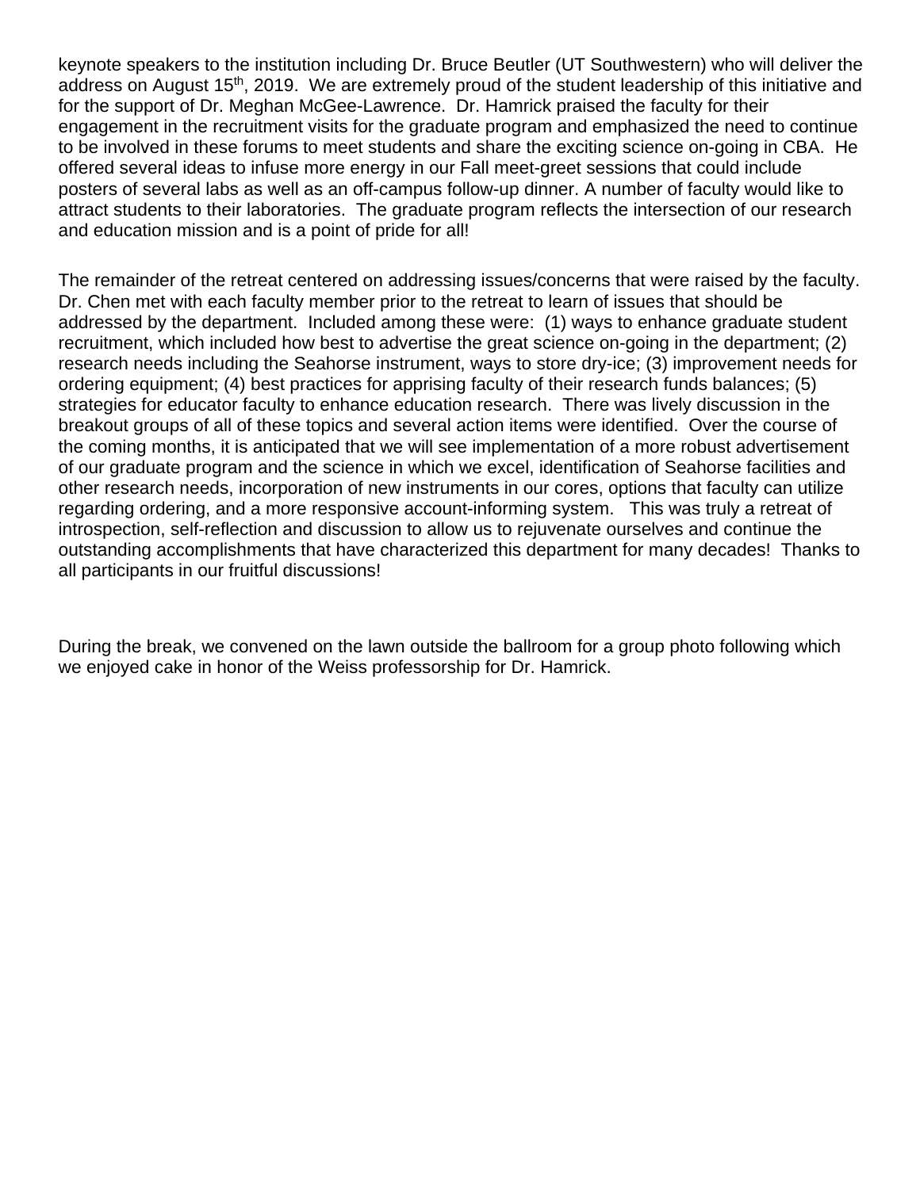keynote speakers to the institution including Dr. Bruce Beutler (UT Southwestern) who will deliver the address on August 15th, 2019. We are extremely proud of the student leadership of this initiative and for the support of Dr. Meghan McGee-Lawrence. Dr. Hamrick praised the faculty for their engagement in the recruitment visits for the graduate program and emphasized the need to continue to be involved in these forums to meet students and share the exciting science on-going in CBA. He offered several ideas to infuse more energy in our Fall meet-greet sessions that could include posters of several labs as well as an off-campus follow-up dinner. A number of faculty would like to attract students to their laboratories. The graduate program reflects the intersection of our research and education mission and is a point of pride for all!

The remainder of the retreat centered on addressing issues/concerns that were raised by the faculty. Dr. Chen met with each faculty member prior to the retreat to learn of issues that should be addressed by the department. Included among these were: (1) ways to enhance graduate student recruitment, which included how best to advertise the great science on-going in the department; (2) research needs including the Seahorse instrument, ways to store dry-ice; (3) improvement needs for ordering equipment; (4) best practices for apprising faculty of their research funds balances; (5) strategies for educator faculty to enhance education research. There was lively discussion in the breakout groups of all of these topics and several action items were identified. Over the course of the coming months, it is anticipated that we will see implementation of a more robust advertisement of our graduate program and the science in which we excel, identification of Seahorse facilities and other research needs, incorporation of new instruments in our cores, options that faculty can utilize regarding ordering, and a more responsive account-informing system. This was truly a retreat of introspection, self-reflection and discussion to allow us to rejuvenate ourselves and continue the outstanding accomplishments that have characterized this department for many decades! Thanks to all participants in our fruitful discussions!

During the break, we convened on the lawn outside the ballroom for a group photo following which we enjoyed cake in honor of the Weiss professorship for Dr. Hamrick.